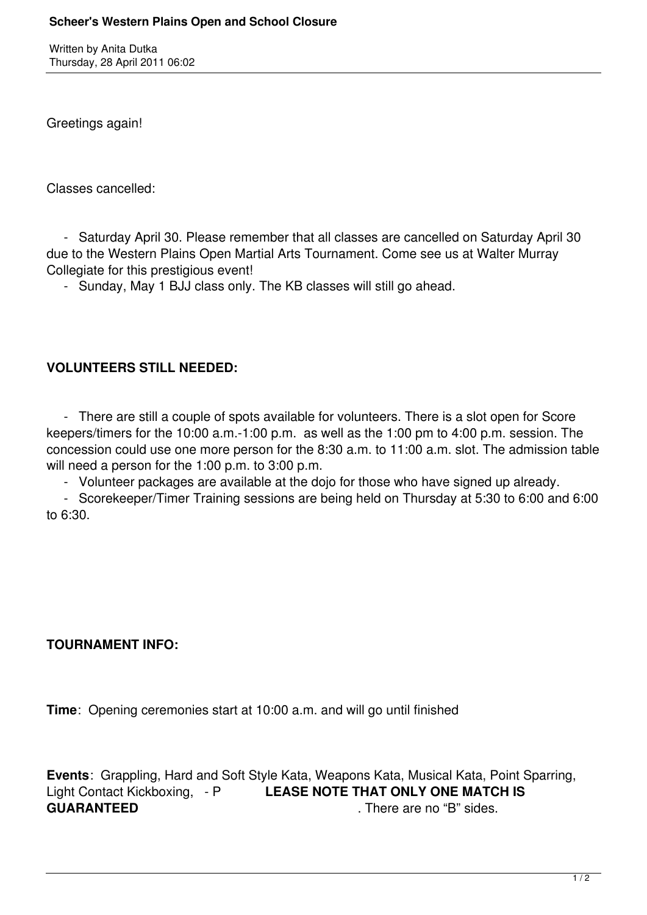# Scheer's Western Plains Open and School Closure

Written by Anita Dutka
Thursday, 28 April 2011 06:02

Greetings again!

Classes cancelled:

- Saturday April 30. Please remember that all classes are cancelled on Saturday April 30 due to the Western Plains Open Martial Arts Tournament. Come see us at Walter Murray Collegiate for this prestigious event!
- Sunday, May 1 BJJ class only. The KB classes will still go ahead.

**VOLUNTEERS STILL NEEDED:**

- There are still a couple of spots available for volunteers. There is a slot open for Score keepers/timers for the 10:00 a.m.-1:00 p.m. as well as the 1:00 pm to 4:00 p.m. session. The concession could use one more person for the 8:30 a.m. to 11:00 a.m. slot. The admission table will need a person for the 1:00 p.m. to 3:00 p.m.
- Volunteer packages are available at the dojo for those who have signed up already.
- Scorekeeper/Timer Training sessions are being held on Thursday at 5:30 to 6:00 and 6:00 to 6:30.

**TOURNAMENT INFO:**

**Time**: Opening ceremonies start at 10:00 a.m. and will go until finished

**Events**: Grappling, Hard and Soft Style Kata, Weapons Kata, Musical Kata, Point Sparring, Light Contact Kickboxing, - P **LEASE NOTE THAT ONLY ONE MATCH IS GUARANTEED**. There are no "B" sides.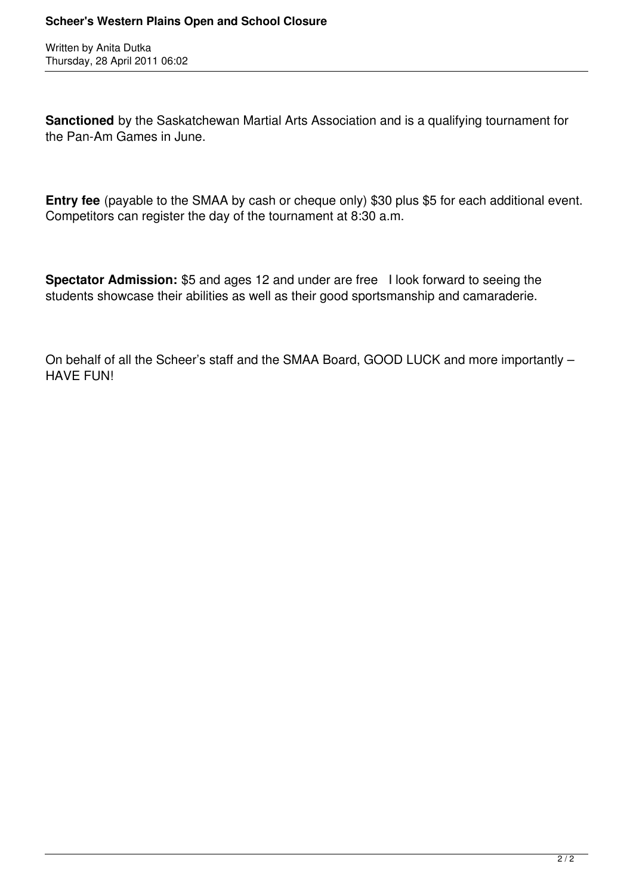**Sanctioned** by the Saskatchewan Martial Arts Association and is a qualifying tournament for the Pan-Am Games in June.

**Entry fee** (payable to the SMAA by cash or cheque only) $30 plus $5 for each additional event. Competitors can register the day of the tournament at 8:30 a.m.

**Spectator Admission:** $5 and ages 12 and under are free   I look forward to seeing the students showcase their abilities as well as their good sportsmanship and camaraderie.

On behalf of all the Scheer's staff and the SMAA Board, GOOD LUCK and more importantly – HAVE FUN!